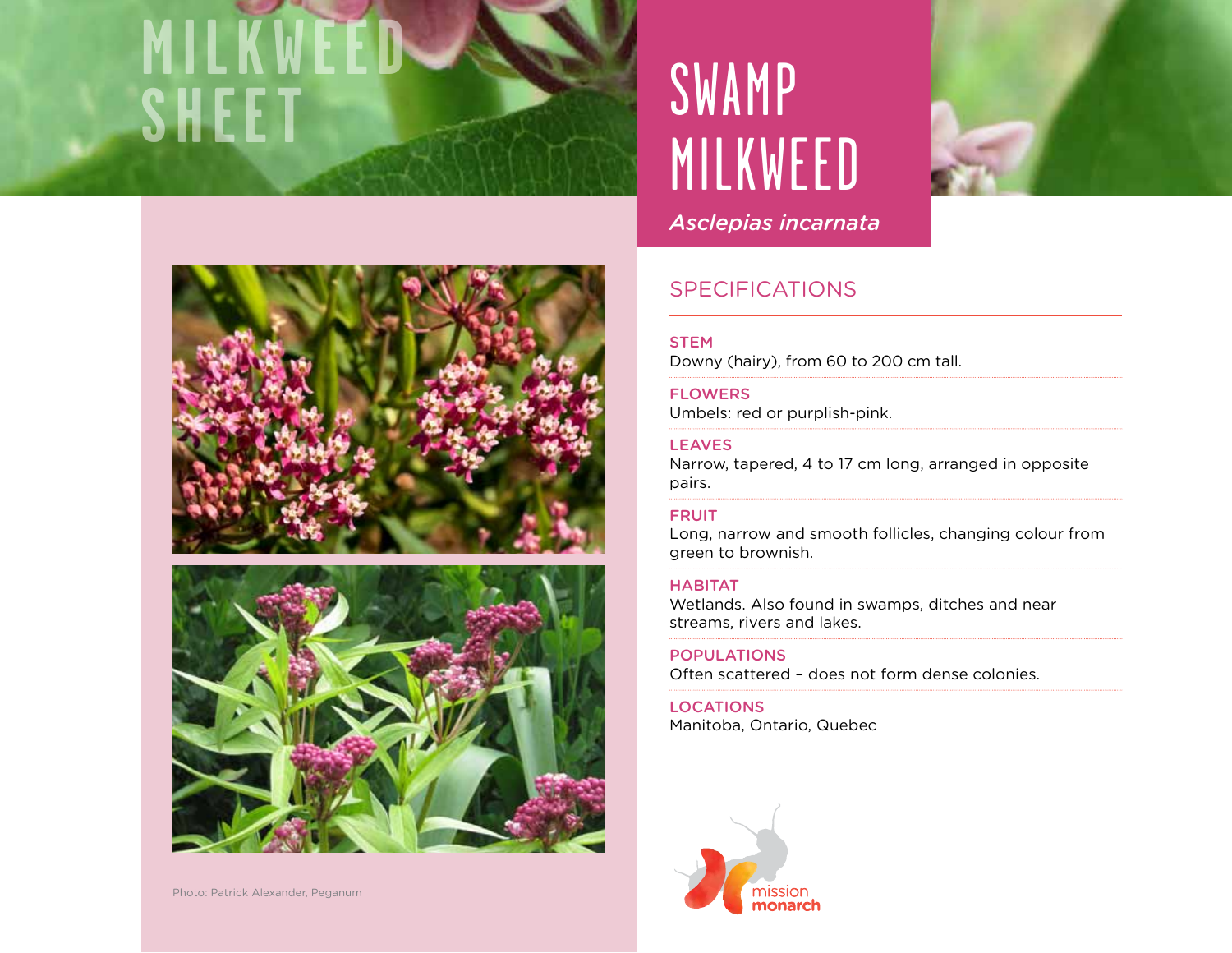# MILKWEED SHEET

## SWAMP MILKWEED

*Asclepias incarnata*

Photo: Patrick Alexander, Peganum

### SPECIFICATIONS

**STEM**
Downy (hairy), from 60 to 200 cm tall.

**FLOWERS**
Umbels: red or purplish-pink.

**LEAVES**
Narrow, tapered, 4 to 17 cm long, arranged in opposite pairs.

**FRUIT**
Long, narrow and smooth follicles, changing colour from green to brownish.

**HABITAT**
Wetlands. Also found in swamps, ditches and near streams, rivers and lakes.

**POPULATIONS**
Often scattered – does not form dense colonies.

**LOCATIONS**
Manitoba, Ontario, Quebec

mission monarch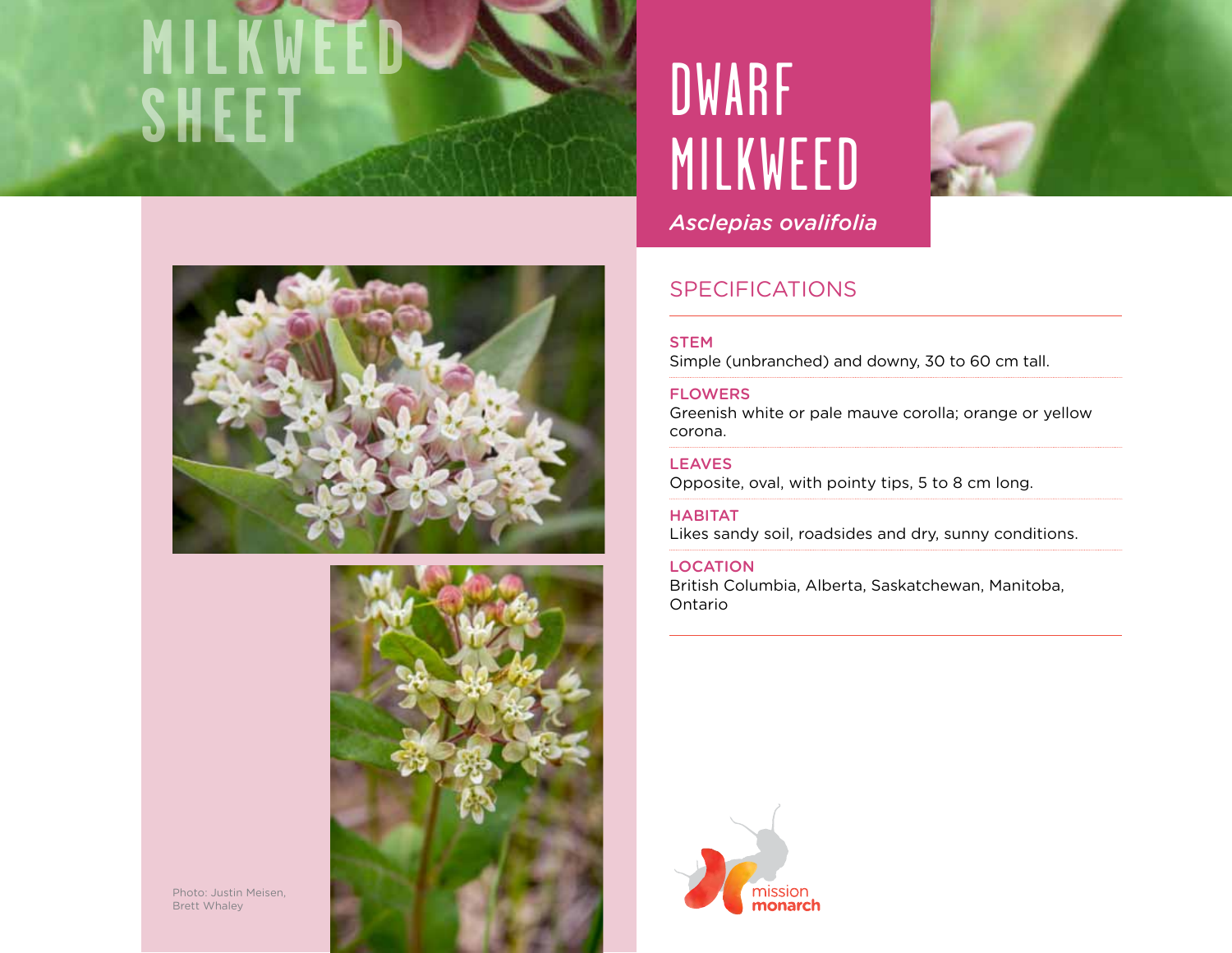MILKWEED SHEET

# DWARF MILKWEED

*Asclepias ovalifolia*

## SPECIFICATIONS

**STEM**
Simple (unbranched) and downy, 30 to 60 cm tall.

**FLOWERS**
Greenish white or pale mauve corolla; orange or yellow corona.

**LEAVES**
Opposite, oval, with pointy tips, 5 to 8 cm long.

**HABITAT**
Likes sandy soil, roadsides and dry, sunny conditions.

**LOCATION**
British Columbia, Alberta, Saskatchewan, Manitoba, Ontario

Photo: Justin Meisen, Brett Whaley

mission monarch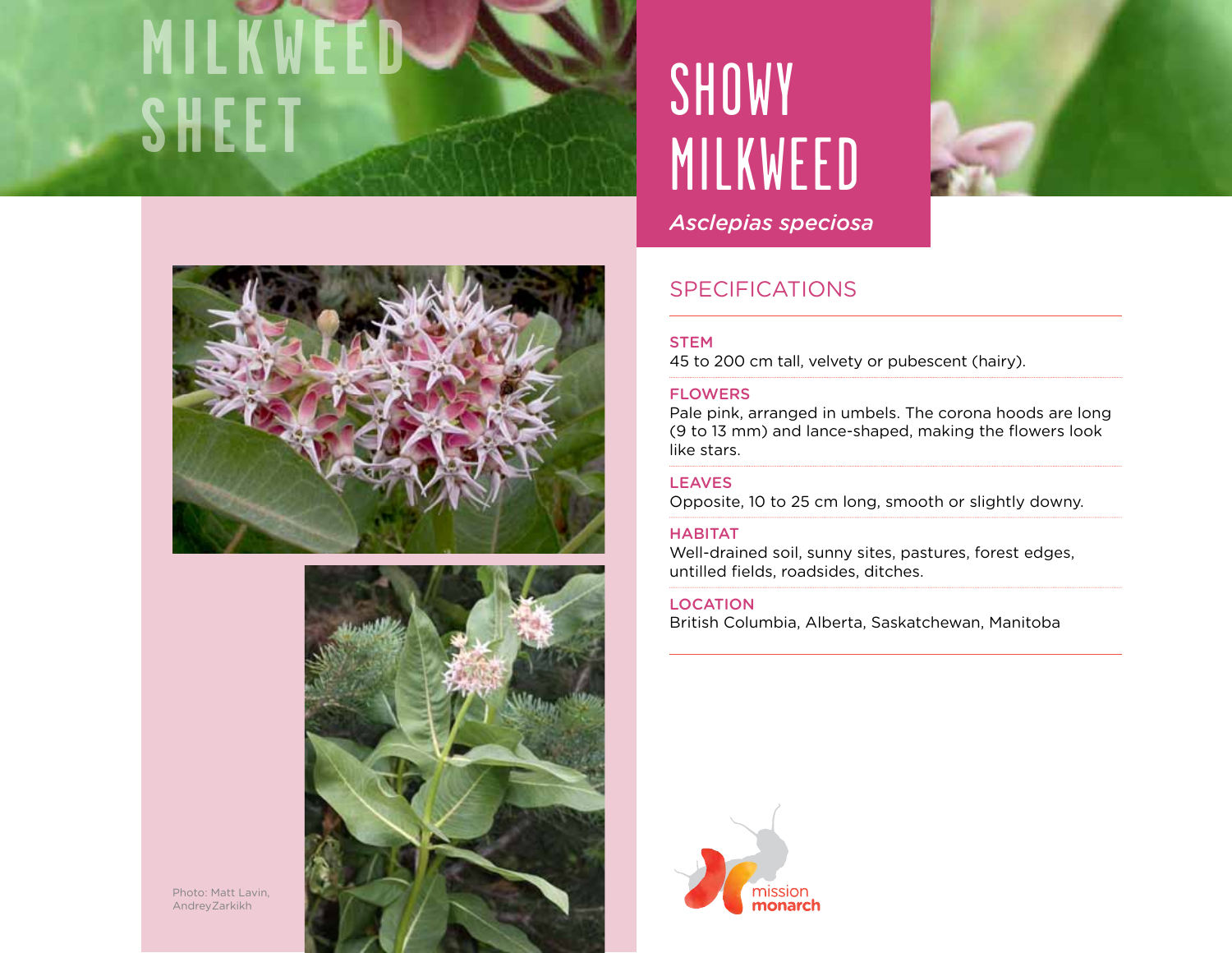MILKWEED SHEET

# SHOWY MILKWEED

*Asclepias speciosa*

## SPECIFICATIONS

**STEM**
45 to 200 cm tall, velvety or pubescent (hairy).

**FLOWERS**
Pale pink, arranged in umbels. The corona hoods are long (9 to 13 mm) and lance-shaped, making the flowers look like stars.

**LEAVES**
Opposite, 10 to 25 cm long, smooth or slightly downy.

**HABITAT**
Well-drained soil, sunny sites, pastures, forest edges, untilled fields, roadsides, ditches.

**LOCATION**
British Columbia, Alberta, Saskatchewan, Manitoba

Photo: Matt Lavin, AndreyZarkikh

mission monarch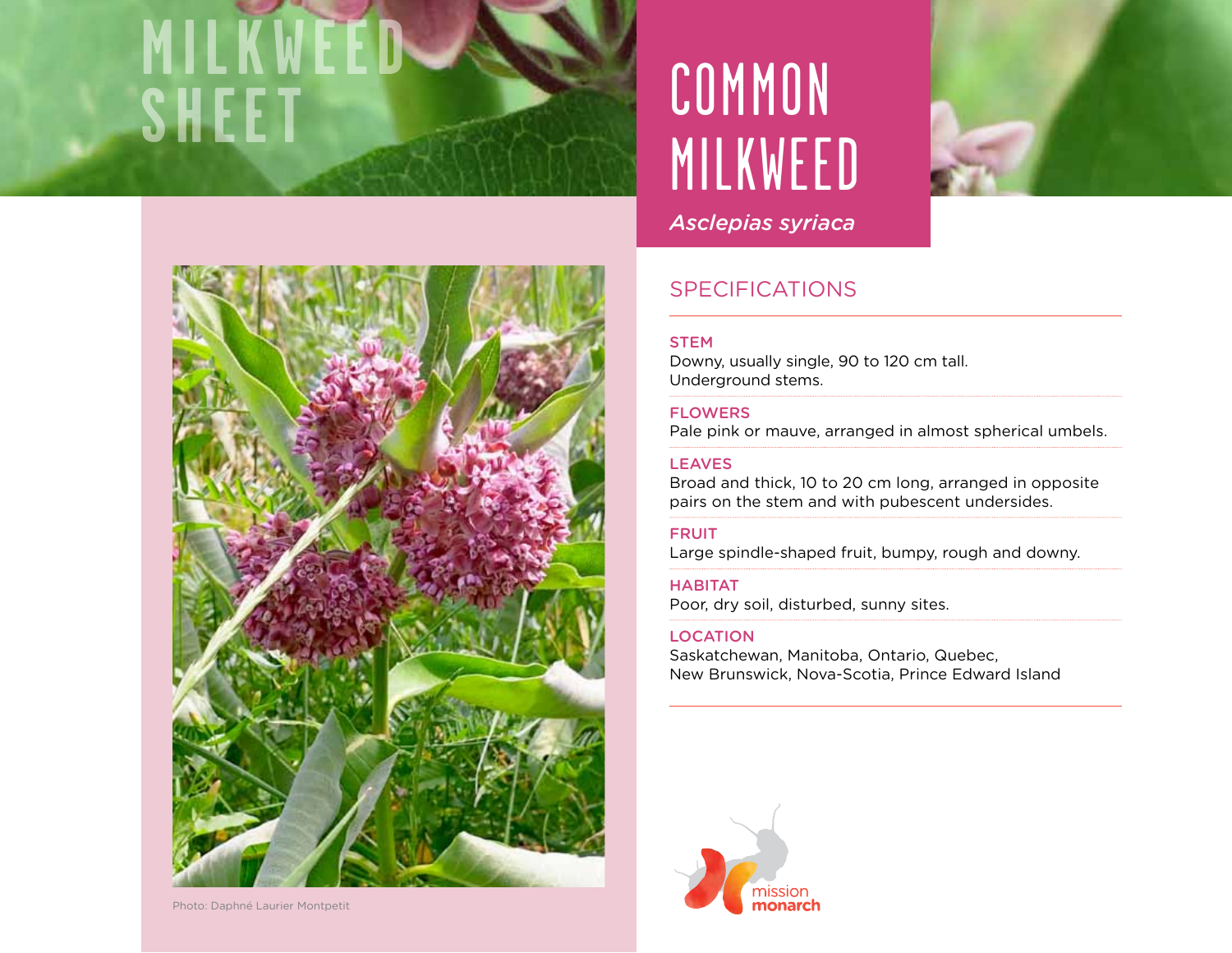# MILKWEED SHEET

# COMMON MILKWEED

*Asclepias syriaca*

Photo: Daphné Laurier Montpetit

## SPECIFICATIONS

**STEM**
Downy, usually single, 90 to 120 cm tall.
Underground stems.

**FLOWERS**
Pale pink or mauve, arranged in almost spherical umbels.

**LEAVES**
Broad and thick, 10 to 20 cm long, arranged in opposite pairs on the stem and with pubescent undersides.

**FRUIT**
Large spindle-shaped fruit, bumpy, rough and downy.

**HABITAT**
Poor, dry soil, disturbed, sunny sites.

**LOCATION**
Saskatchewan, Manitoba, Ontario, Quebec,
New Brunswick, Nova-Scotia, Prince Edward Island

mission monarch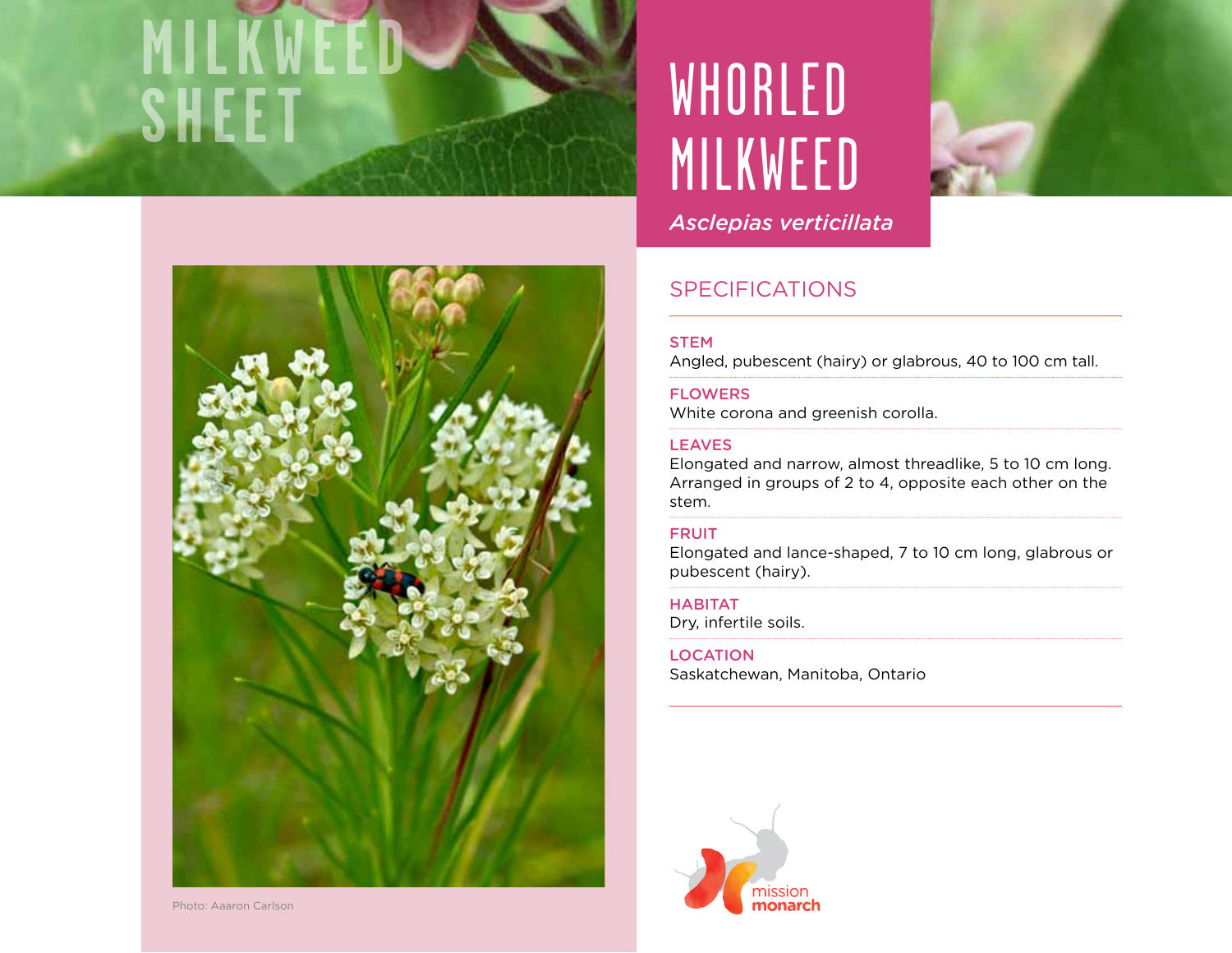# MILKWEED SHEET

# WHORLED MILKWEED

*Asclepias verticillata*

Photo: Aaaron Carlson

## SPECIFICATIONS

**STEM**
Angled, pubescent (hairy) or glabrous, 40 to 100 cm tall.

**FLOWERS**
White corona and greenish corolla.

**LEAVES**
Elongated and narrow, almost threadlike, 5 to 10 cm long. Arranged in groups of 2 to 4, opposite each other on the stem.

**FRUIT**
Elongated and lance-shaped, 7 to 10 cm long, glabrous or pubescent (hairy).

**HABITAT**
Dry, infertile soils.

**LOCATION**
Saskatchewan, Manitoba, Ontario

mission monarch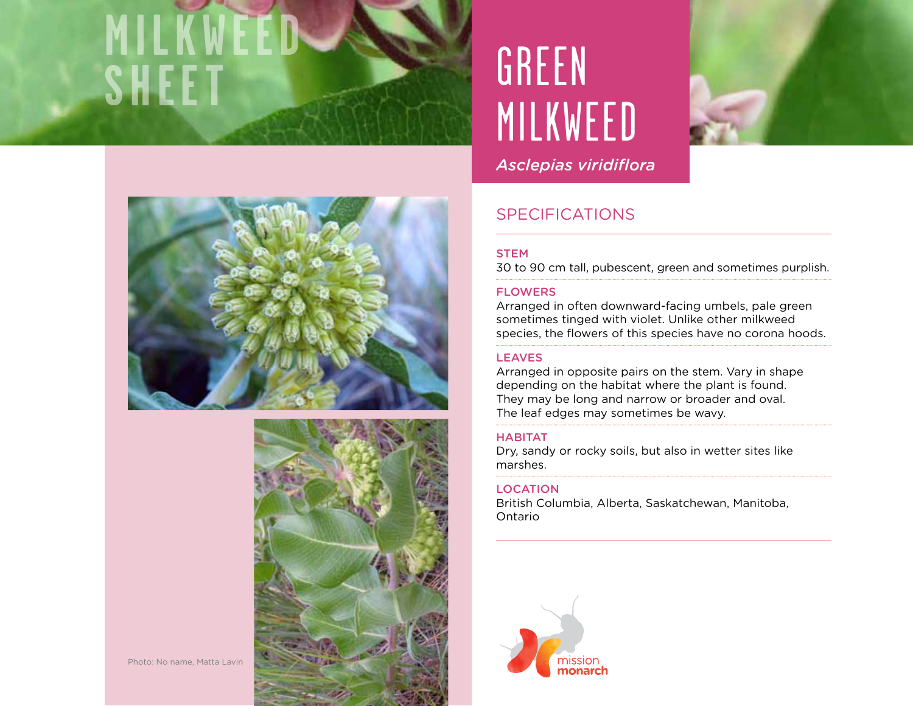MILKWEED SHEET

# GREEN MILKWEED

*Asclepias viridiflora*

Photo: No name, Matta Lavin

## SPECIFICATIONS

### STEM

30 to 90 cm tall, pubescent, green and sometimes purplish.

### FLOWERS

Arranged in often downward-facing umbels, pale green sometimes tinged with violet. Unlike other milkweed species, the flowers of this species have no corona hoods.

### LEAVES

Arranged in opposite pairs on the stem. Vary in shape depending on the habitat where the plant is found. They may be long and narrow or broader and oval. The leaf edges may sometimes be wavy.

### HABITAT

Dry, sandy or rocky soils, but also in wetter sites like marshes.

### LOCATION

British Columbia, Alberta, Saskatchewan, Manitoba, Ontario

mission monarch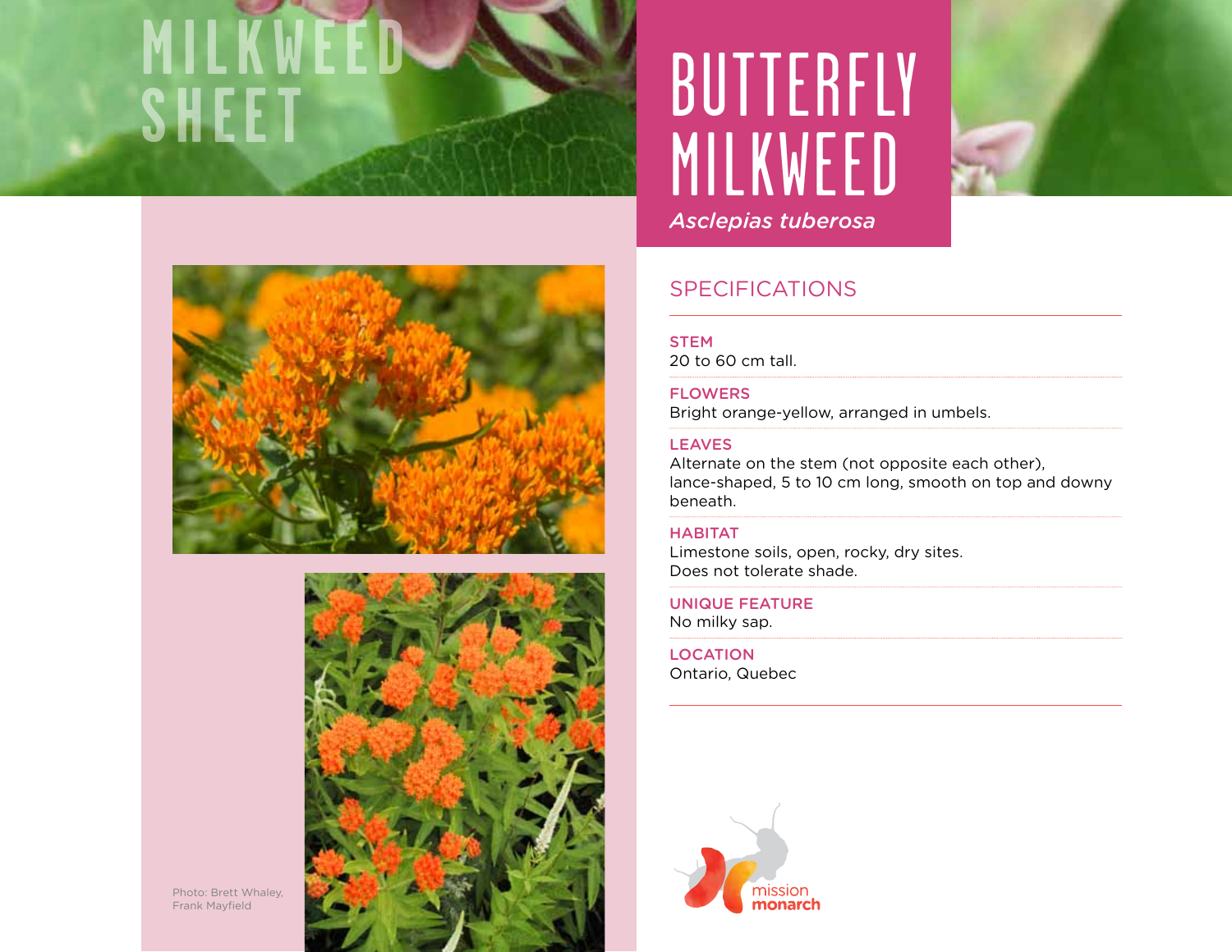MILKWEED SHEET

# BUTTERFLY MILKWEED

*Asclepias tuberosa*

## SPECIFICATIONS

**STEM**
20 to 60 cm tall.

**FLOWERS**
Bright orange-yellow, arranged in umbels.

**LEAVES**
Alternate on the stem (not opposite each other), lance-shaped, 5 to 10 cm long, smooth on top and downy beneath.

**HABITAT**
Limestone soils, open, rocky, dry sites.
Does not tolerate shade.

**UNIQUE FEATURE**
No milky sap.

**LOCATION**
Ontario, Quebec

Photo: Brett Whaley, Frank Mayfield

mission monarch